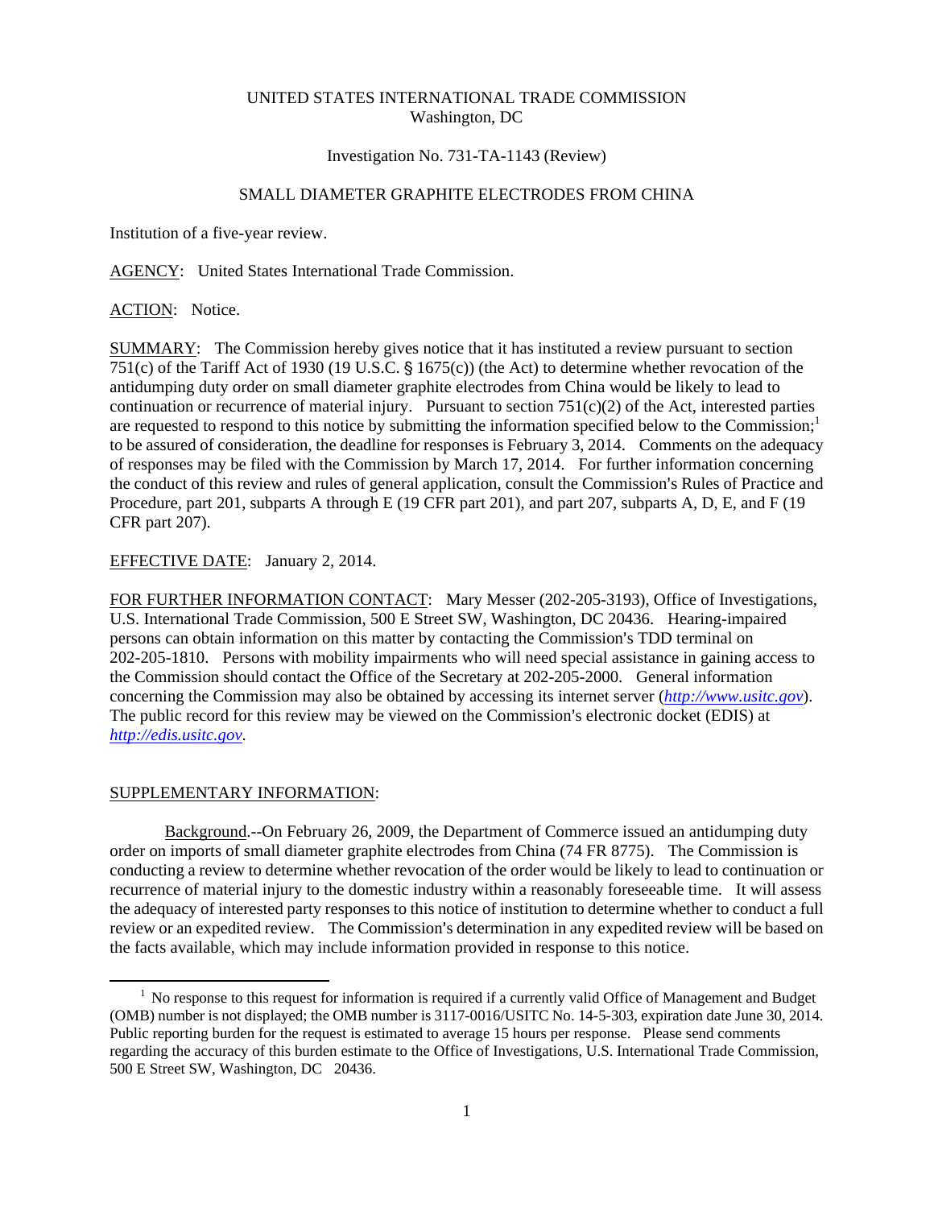UNITED STATES INTERNATIONAL TRADE COMMISSION
Washington, DC

Investigation No. 731-TA-1143 (Review)

SMALL DIAMETER GRAPHITE ELECTRODES FROM CHINA

Institution of a five-year review.

AGENCY: United States International Trade Commission.

ACTION: Notice.

SUMMARY: The Commission hereby gives notice that it has instituted a review pursuant to section 751(c) of the Tariff Act of 1930 (19 U.S.C. § 1675(c)) (the Act) to determine whether revocation of the antidumping duty order on small diameter graphite electrodes from China would be likely to lead to continuation or recurrence of material injury. Pursuant to section 751(c)(2) of the Act, interested parties are requested to respond to this notice by submitting the information specified below to the Commission;[1] to be assured of consideration, the deadline for responses is February 3, 2014. Comments on the adequacy of responses may be filed with the Commission by March 17, 2014. For further information concerning the conduct of this review and rules of general application, consult the Commission's Rules of Practice and Procedure, part 201, subparts A through E (19 CFR part 201), and part 207, subparts A, D, E, and F (19 CFR part 207).

EFFECTIVE DATE: January 2, 2014.

FOR FURTHER INFORMATION CONTACT: Mary Messer (202-205-3193), Office of Investigations, U.S. International Trade Commission, 500 E Street SW, Washington, DC 20436. Hearing-impaired persons can obtain information on this matter by contacting the Commission's TDD terminal on 202-205-1810. Persons with mobility impairments who will need special assistance in gaining access to the Commission should contact the Office of the Secretary at 202-205-2000. General information concerning the Commission may also be obtained by accessing its internet server (*http://www.usitc.gov*). The public record for this review may be viewed on the Commission's electronic docket (EDIS) at *http://edis.usitc.gov*.

SUPPLEMENTARY INFORMATION:

Background.--On February 26, 2009, the Department of Commerce issued an antidumping duty order on imports of small diameter graphite electrodes from China (74 FR 8775). The Commission is conducting a review to determine whether revocation of the order would be likely to lead to continuation or recurrence of material injury to the domestic industry within a reasonably foreseeable time. It will assess the adequacy of interested party responses to this notice of institution to determine whether to conduct a full review or an expedited review. The Commission's determination in any expedited review will be based on the facts available, which may include information provided in response to this notice.

[1] No response to this request for information is required if a currently valid Office of Management and Budget (OMB) number is not displayed; the OMB number is 3117-0016/USITC No. 14-5-303, expiration date June 30, 2014. Public reporting burden for the request is estimated to average 15 hours per response. Please send comments regarding the accuracy of this burden estimate to the Office of Investigations, U.S. International Trade Commission, 500 E Street SW, Washington, DC 20436.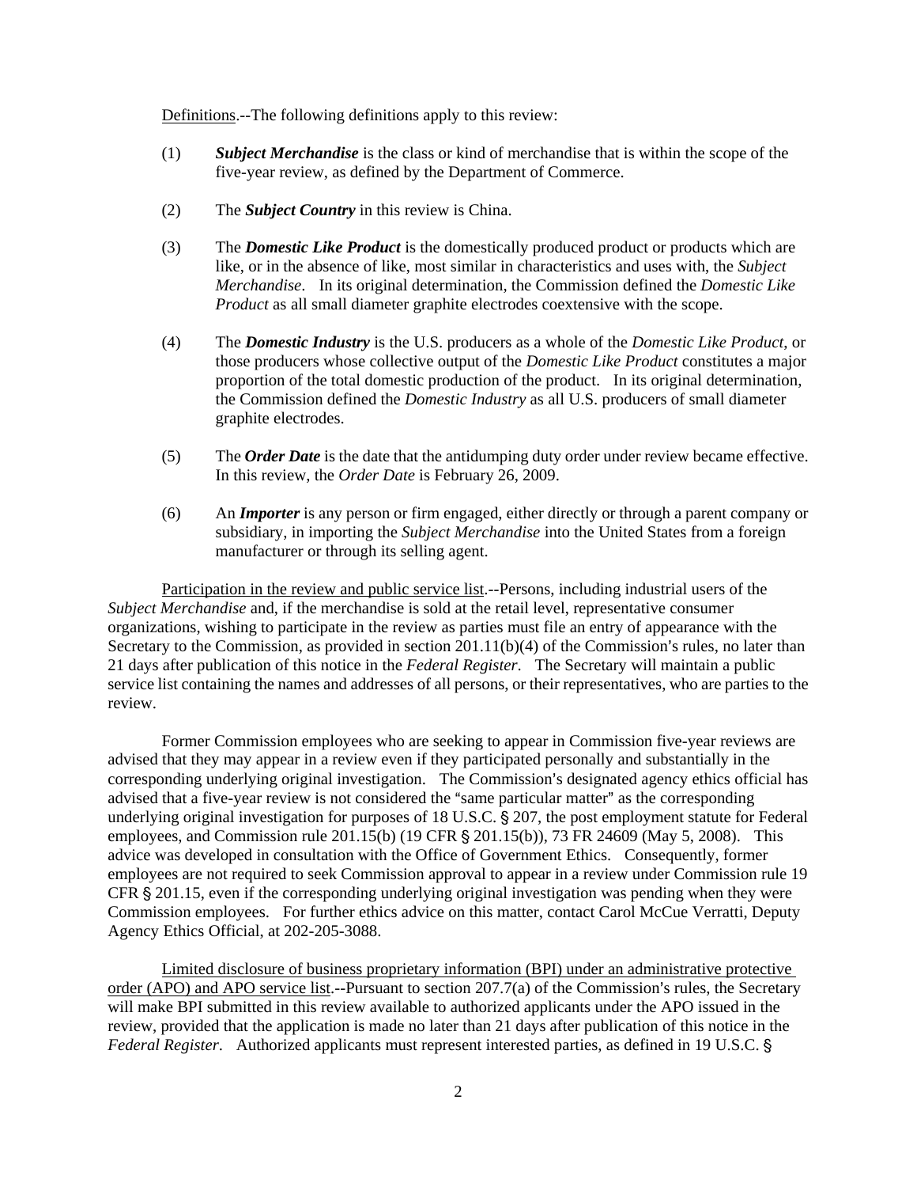Definitions.--The following definitions apply to this review:

(1) ***Subject Merchandise*** is the class or kind of merchandise that is within the scope of the five-year review, as defined by the Department of Commerce.

(2) The ***Subject Country*** in this review is China.

(3) The ***Domestic Like Product*** is the domestically produced product or products which are like, or in the absence of like, most similar in characteristics and uses with, the *Subject Merchandise*. In its original determination, the Commission defined the *Domestic Like Product* as all small diameter graphite electrodes coextensive with the scope.

(4) The ***Domestic Industry*** is the U.S. producers as a whole of the *Domestic Like Product*, or those producers whose collective output of the *Domestic Like Product* constitutes a major proportion of the total domestic production of the product. In its original determination, the Commission defined the *Domestic Industry* as all U.S. producers of small diameter graphite electrodes.

(5) The ***Order Date*** is the date that the antidumping duty order under review became effective. In this review, the *Order Date* is February 26, 2009.

(6) An ***Importer*** is any person or firm engaged, either directly or through a parent company or subsidiary, in importing the *Subject Merchandise* into the United States from a foreign manufacturer or through its selling agent.

Participation in the review and public service list.--Persons, including industrial users of the *Subject Merchandise* and, if the merchandise is sold at the retail level, representative consumer organizations, wishing to participate in the review as parties must file an entry of appearance with the Secretary to the Commission, as provided in section 201.11(b)(4) of the Commission's rules, no later than 21 days after publication of this notice in the *Federal Register*. The Secretary will maintain a public service list containing the names and addresses of all persons, or their representatives, who are parties to the review.

Former Commission employees who are seeking to appear in Commission five-year reviews are advised that they may appear in a review even if they participated personally and substantially in the corresponding underlying original investigation. The Commission's designated agency ethics official has advised that a five-year review is not considered the "same particular matter" as the corresponding underlying original investigation for purposes of 18 U.S.C. § 207, the post employment statute for Federal employees, and Commission rule 201.15(b) (19 CFR § 201.15(b)), 73 FR 24609 (May 5, 2008). This advice was developed in consultation with the Office of Government Ethics. Consequently, former employees are not required to seek Commission approval to appear in a review under Commission rule 19 CFR § 201.15, even if the corresponding underlying original investigation was pending when they were Commission employees. For further ethics advice on this matter, contact Carol McCue Verratti, Deputy Agency Ethics Official, at 202-205-3088.

Limited disclosure of business proprietary information (BPI) under an administrative protective order (APO) and APO service list.--Pursuant to section 207.7(a) of the Commission's rules, the Secretary will make BPI submitted in this review available to authorized applicants under the APO issued in the review, provided that the application is made no later than 21 days after publication of this notice in the *Federal Register*. Authorized applicants must represent interested parties, as defined in 19 U.S.C. §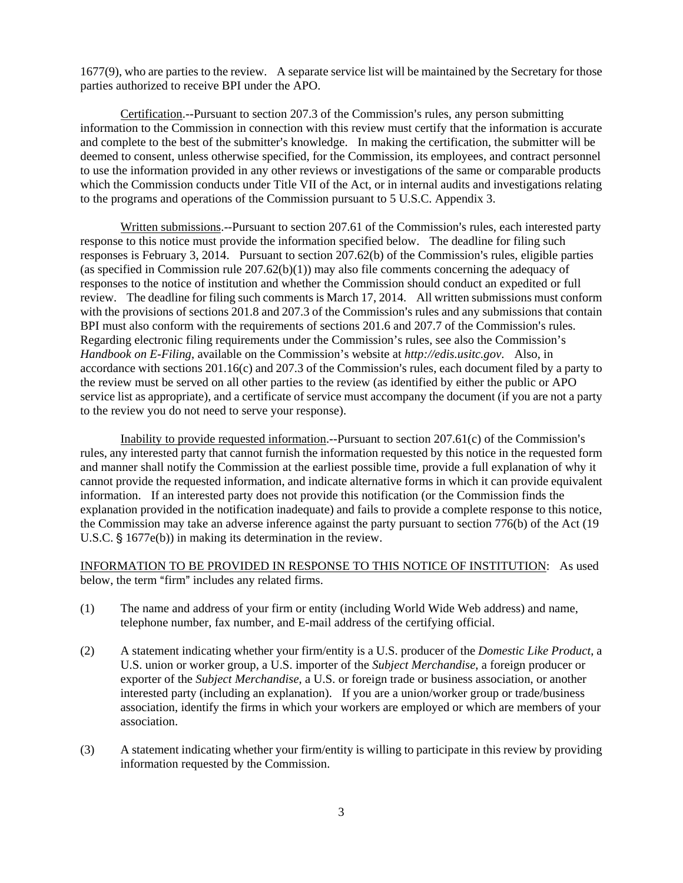1677(9), who are parties to the review. A separate service list will be maintained by the Secretary for those parties authorized to receive BPI under the APO.

Certification.--Pursuant to section 207.3 of the Commission's rules, any person submitting information to the Commission in connection with this review must certify that the information is accurate and complete to the best of the submitter's knowledge. In making the certification, the submitter will be deemed to consent, unless otherwise specified, for the Commission, its employees, and contract personnel to use the information provided in any other reviews or investigations of the same or comparable products which the Commission conducts under Title VII of the Act, or in internal audits and investigations relating to the programs and operations of the Commission pursuant to 5 U.S.C. Appendix 3.

Written submissions.--Pursuant to section 207.61 of the Commission's rules, each interested party response to this notice must provide the information specified below. The deadline for filing such responses is February 3, 2014. Pursuant to section 207.62(b) of the Commission's rules, eligible parties (as specified in Commission rule 207.62(b)(1)) may also file comments concerning the adequacy of responses to the notice of institution and whether the Commission should conduct an expedited or full review. The deadline for filing such comments is March 17, 2014. All written submissions must conform with the provisions of sections 201.8 and 207.3 of the Commission's rules and any submissions that contain BPI must also conform with the requirements of sections 201.6 and 207.7 of the Commission's rules. Regarding electronic filing requirements under the Commission's rules, see also the Commission's *Handbook on E-Filing*, available on the Commission's website at *http://edis.usitc.gov*. Also, in accordance with sections 201.16(c) and 207.3 of the Commission's rules, each document filed by a party to the review must be served on all other parties to the review (as identified by either the public or APO service list as appropriate), and a certificate of service must accompany the document (if you are not a party to the review you do not need to serve your response).

Inability to provide requested information.--Pursuant to section 207.61(c) of the Commission's rules, any interested party that cannot furnish the information requested by this notice in the requested form and manner shall notify the Commission at the earliest possible time, provide a full explanation of why it cannot provide the requested information, and indicate alternative forms in which it can provide equivalent information. If an interested party does not provide this notification (or the Commission finds the explanation provided in the notification inadequate) and fails to provide a complete response to this notice, the Commission may take an adverse inference against the party pursuant to section 776(b) of the Act (19 U.S.C. § 1677e(b)) in making its determination in the review.

INFORMATION TO BE PROVIDED IN RESPONSE TO THIS NOTICE OF INSTITUTION: As used below, the term "firm" includes any related firms.

(1) The name and address of your firm or entity (including World Wide Web address) and name, telephone number, fax number, and E-mail address of the certifying official.

(2) A statement indicating whether your firm/entity is a U.S. producer of the *Domestic Like Product*, a U.S. union or worker group, a U.S. importer of the *Subject Merchandise*, a foreign producer or exporter of the *Subject Merchandise*, a U.S. or foreign trade or business association, or another interested party (including an explanation). If you are a union/worker group or trade/business association, identify the firms in which your workers are employed or which are members of your association.

(3) A statement indicating whether your firm/entity is willing to participate in this review by providing information requested by the Commission.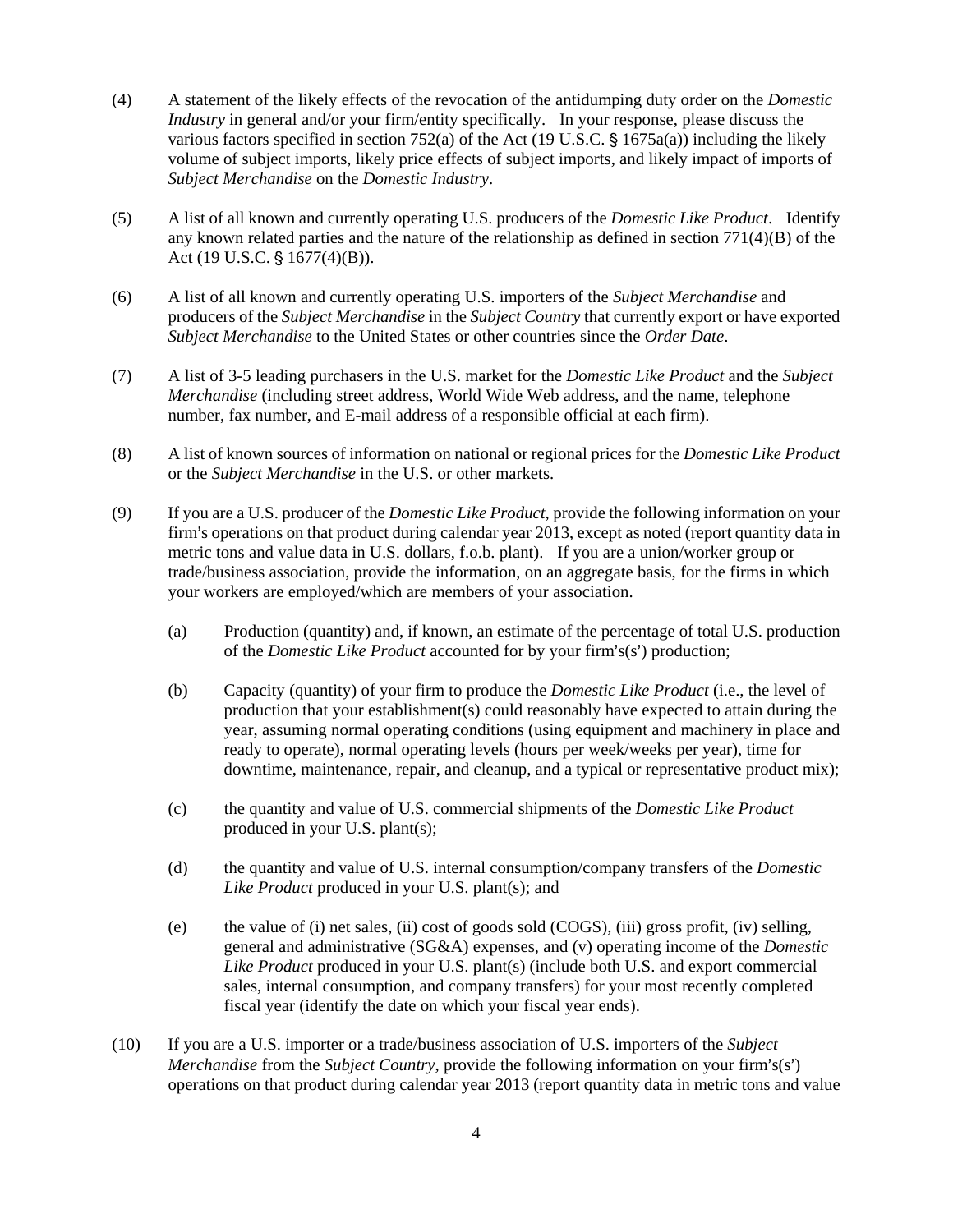(4) A statement of the likely effects of the revocation of the antidumping duty order on the *Domestic Industry* in general and/or your firm/entity specifically. In your response, please discuss the various factors specified in section 752(a) of the Act (19 U.S.C. § 1675a(a)) including the likely volume of subject imports, likely price effects of subject imports, and likely impact of imports of *Subject Merchandise* on the *Domestic Industry*.

(5) A list of all known and currently operating U.S. producers of the *Domestic Like Product*. Identify any known related parties and the nature of the relationship as defined in section 771(4)(B) of the Act (19 U.S.C. § 1677(4)(B)).

(6) A list of all known and currently operating U.S. importers of the *Subject Merchandise* and producers of the *Subject Merchandise* in the *Subject Country* that currently export or have exported *Subject Merchandise* to the United States or other countries since the *Order Date*.

(7) A list of 3-5 leading purchasers in the U.S. market for the *Domestic Like Product* and the *Subject Merchandise* (including street address, World Wide Web address, and the name, telephone number, fax number, and E-mail address of a responsible official at each firm).

(8) A list of known sources of information on national or regional prices for the *Domestic Like Product* or the *Subject Merchandise* in the U.S. or other markets.

(9) If you are a U.S. producer of the *Domestic Like Product*, provide the following information on your firm's operations on that product during calendar year 2013, except as noted (report quantity data in metric tons and value data in U.S. dollars, f.o.b. plant). If you are a union/worker group or trade/business association, provide the information, on an aggregate basis, for the firms in which your workers are employed/which are members of your association.

   (a) Production (quantity) and, if known, an estimate of the percentage of total U.S. production of the *Domestic Like Product* accounted for by your firm's(s') production;

   (b) Capacity (quantity) of your firm to produce the *Domestic Like Product* (i.e., the level of production that your establishment(s) could reasonably have expected to attain during the year, assuming normal operating conditions (using equipment and machinery in place and ready to operate), normal operating levels (hours per week/weeks per year), time for downtime, maintenance, repair, and cleanup, and a typical or representative product mix);

   (c) the quantity and value of U.S. commercial shipments of the *Domestic Like Product* produced in your U.S. plant(s);

   (d) the quantity and value of U.S. internal consumption/company transfers of the *Domestic Like Product* produced in your U.S. plant(s); and

   (e) the value of (i) net sales, (ii) cost of goods sold (COGS), (iii) gross profit, (iv) selling, general and administrative (SG&A) expenses, and (v) operating income of the *Domestic Like Product* produced in your U.S. plant(s) (include both U.S. and export commercial sales, internal consumption, and company transfers) for your most recently completed fiscal year (identify the date on which your fiscal year ends).

(10) If you are a U.S. importer or a trade/business association of U.S. importers of the *Subject Merchandise* from the *Subject Country*, provide the following information on your firm's(s') operations on that product during calendar year 2013 (report quantity data in metric tons and value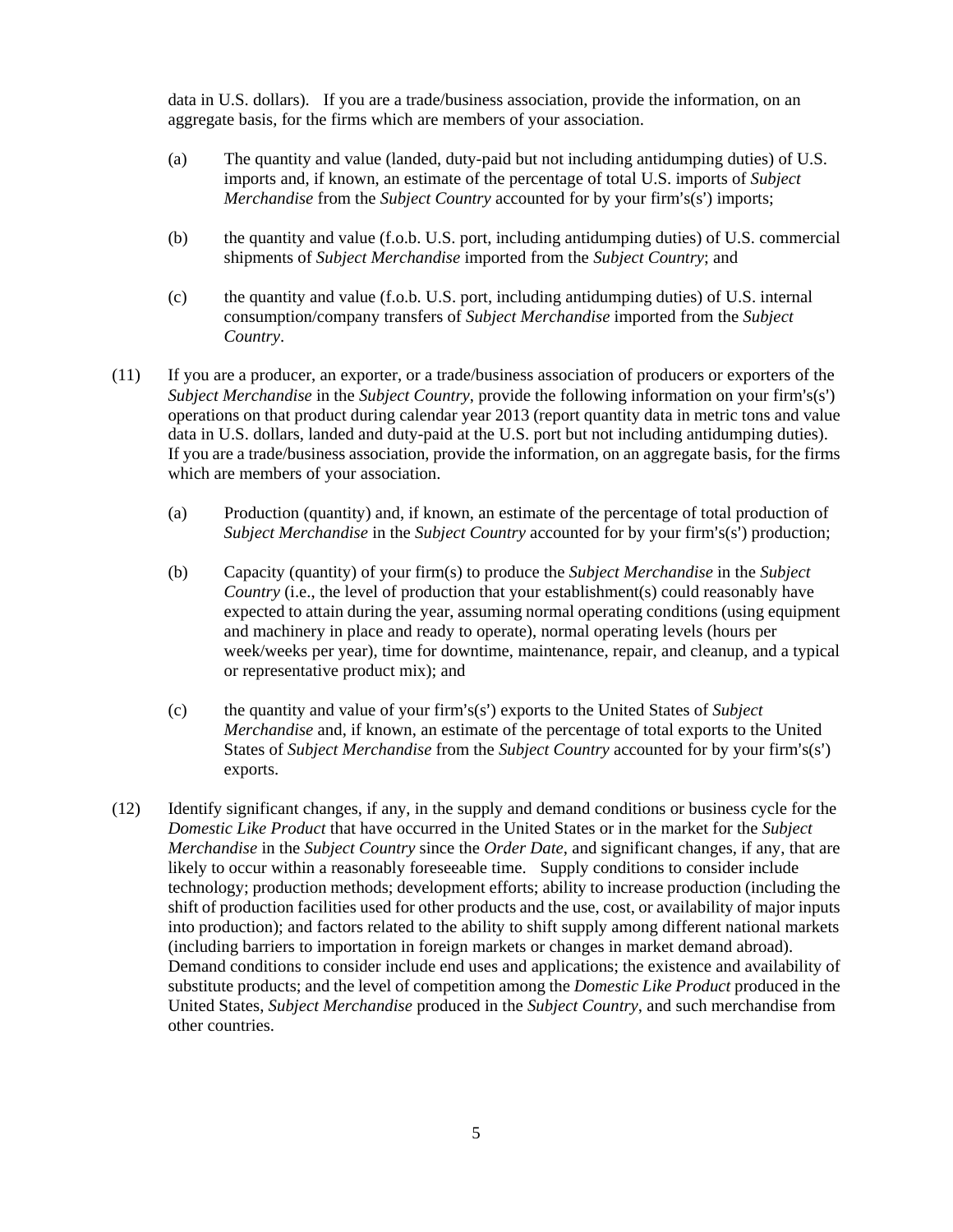data in U.S. dollars). If you are a trade/business association, provide the information, on an aggregate basis, for the firms which are members of your association.

(a) The quantity and value (landed, duty-paid but not including antidumping duties) of U.S. imports and, if known, an estimate of the percentage of total U.S. imports of *Subject Merchandise* from the *Subject Country* accounted for by your firm's(s') imports;

(b) the quantity and value (f.o.b. U.S. port, including antidumping duties) of U.S. commercial shipments of *Subject Merchandise* imported from the *Subject Country*; and

(c) the quantity and value (f.o.b. U.S. port, including antidumping duties) of U.S. internal consumption/company transfers of *Subject Merchandise* imported from the *Subject Country*.

(11) If you are a producer, an exporter, or a trade/business association of producers or exporters of the *Subject Merchandise* in the *Subject Country*, provide the following information on your firm's(s') operations on that product during calendar year 2013 (report quantity data in metric tons and value data in U.S. dollars, landed and duty-paid at the U.S. port but not including antidumping duties). If you are a trade/business association, provide the information, on an aggregate basis, for the firms which are members of your association.

(a) Production (quantity) and, if known, an estimate of the percentage of total production of *Subject Merchandise* in the *Subject Country* accounted for by your firm's(s') production;

(b) Capacity (quantity) of your firm(s) to produce the *Subject Merchandise* in the *Subject Country* (i.e., the level of production that your establishment(s) could reasonably have expected to attain during the year, assuming normal operating conditions (using equipment and machinery in place and ready to operate), normal operating levels (hours per week/weeks per year), time for downtime, maintenance, repair, and cleanup, and a typical or representative product mix); and

(c) the quantity and value of your firm's(s') exports to the United States of *Subject Merchandise* and, if known, an estimate of the percentage of total exports to the United States of *Subject Merchandise* from the *Subject Country* accounted for by your firm's(s') exports.

(12) Identify significant changes, if any, in the supply and demand conditions or business cycle for the *Domestic Like Product* that have occurred in the United States or in the market for the *Subject Merchandise* in the *Subject Country* since the *Order Date*, and significant changes, if any, that are likely to occur within a reasonably foreseeable time. Supply conditions to consider include technology; production methods; development efforts; ability to increase production (including the shift of production facilities used for other products and the use, cost, or availability of major inputs into production); and factors related to the ability to shift supply among different national markets (including barriers to importation in foreign markets or changes in market demand abroad). Demand conditions to consider include end uses and applications; the existence and availability of substitute products; and the level of competition among the *Domestic Like Product* produced in the United States, *Subject Merchandise* produced in the *Subject Country*, and such merchandise from other countries.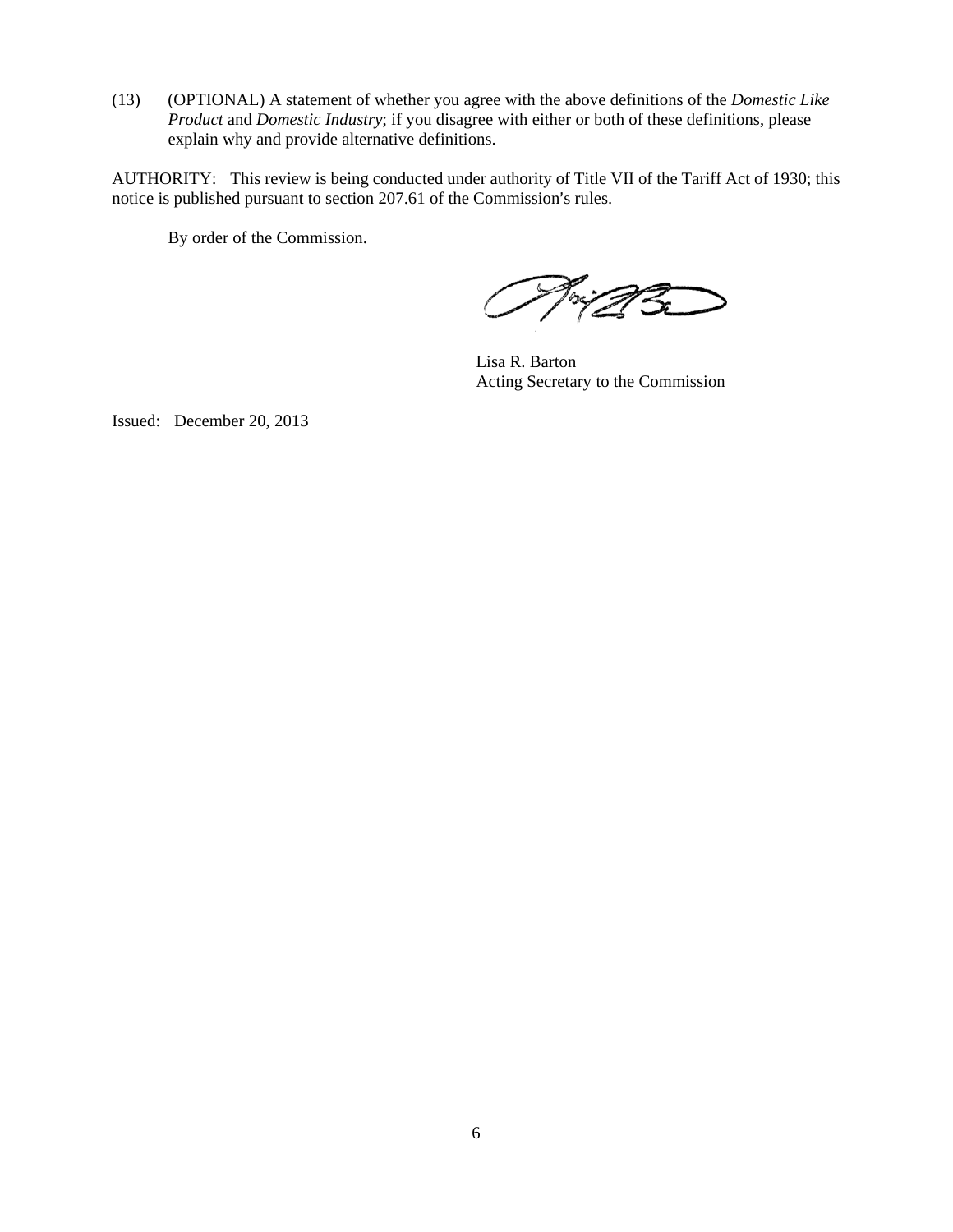(13) (OPTIONAL) A statement of whether you agree with the above definitions of the *Domestic Like Product* and *Domestic Industry*; if you disagree with either or both of these definitions, please explain why and provide alternative definitions.

AUTHORITY: This review is being conducted under authority of Title VII of the Tariff Act of 1930; this notice is published pursuant to section 207.61 of the Commission's rules.

By order of the Commission.

Lisa R. Barton
Acting Secretary to the Commission

Issued: December 20, 2013